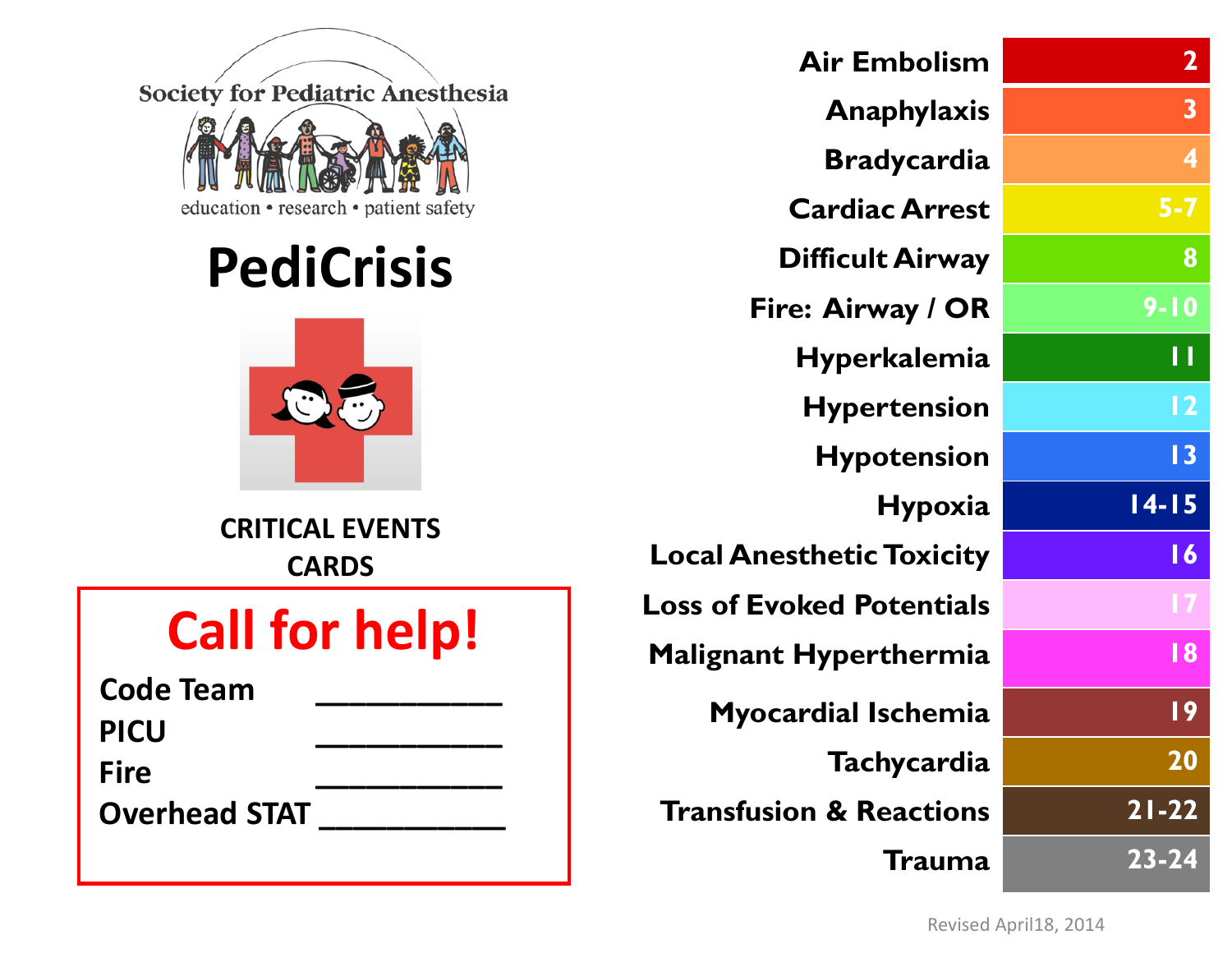Society for Pediatric Anesthesia

education • research • patient safety

# PediCrisis

CRITICAL EVENTS CARDS

## Call for help!

Code Team ___________

PICU ___________

Fire ___________

Overhead STAT ___________

| Event | Page |
|---|---|
| Air Embolism | 2 |
| Anaphylaxis | 3 |
| Bradycardia | 4 |
| Cardiac Arrest | 5-7 |
| Difficult Airway | 8 |
| Fire: Airway / OR | 9-10 |
| Hyperkalemia | 11 |
| Hypertension | 12 |
| Hypotension | 13 |
| Hypoxia | 14-15 |
| Local Anesthetic Toxicity | 16 |
| Loss of Evoked Potentials | 17 |
| Malignant Hyperthermia | 18 |
| Myocardial Ischemia | 19 |
| Tachycardia | 20 |
| Transfusion & Reactions | 21-22 |
| Trauma | 23-24 |

Revised April18, 2014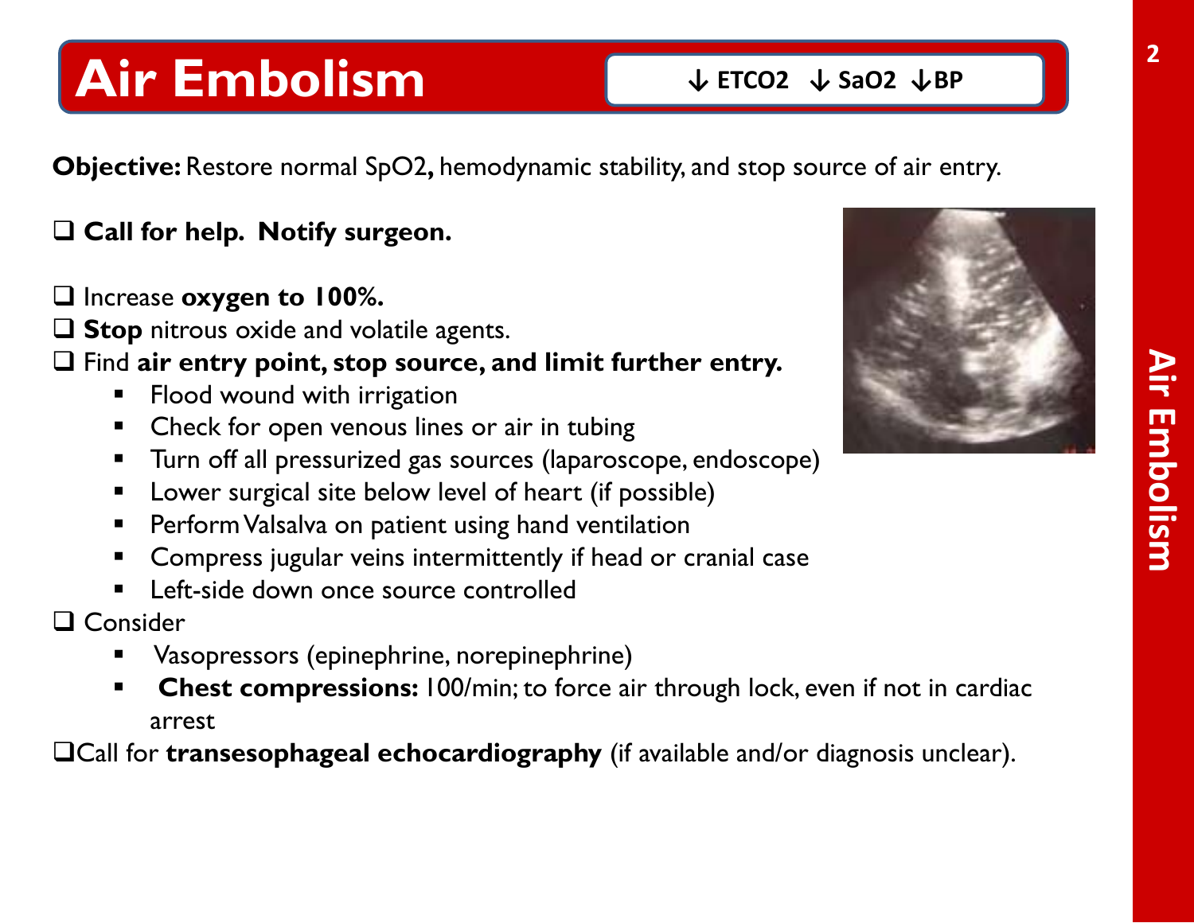# Air Embolism

**↓ ETCO2 ↓ SaO2 ↓BP**

**Objective:** Restore normal SpO2**,** hemodynamic stability, and stop source of air entry.

- ❑ **Call for help. Notify surgeon.**

- ❑ Increase **oxygen to 100%.**
- ❑ **Stop** nitrous oxide and volatile agents.
- ❑ Find **air entry point, stop source, and limit further entry.**
  - Flood wound with irrigation
  - Check for open venous lines or air in tubing
  - Turn off all pressurized gas sources (laparoscope, endoscope)
  - Lower surgical site below level of heart (if possible)
  - Perform Valsalva on patient using hand ventilation
  - Compress jugular veins intermittently if head or cranial case
  - Left-side down once source controlled
- ❑ Consider
  - Vasopressors (epinephrine, norepinephrine)
  - **Chest compressions:** 100/min; to force air through lock, even if not in cardiac arrest
- ❑ Call for **transesophageal echocardiography** (if available and/or diagnosis unclear).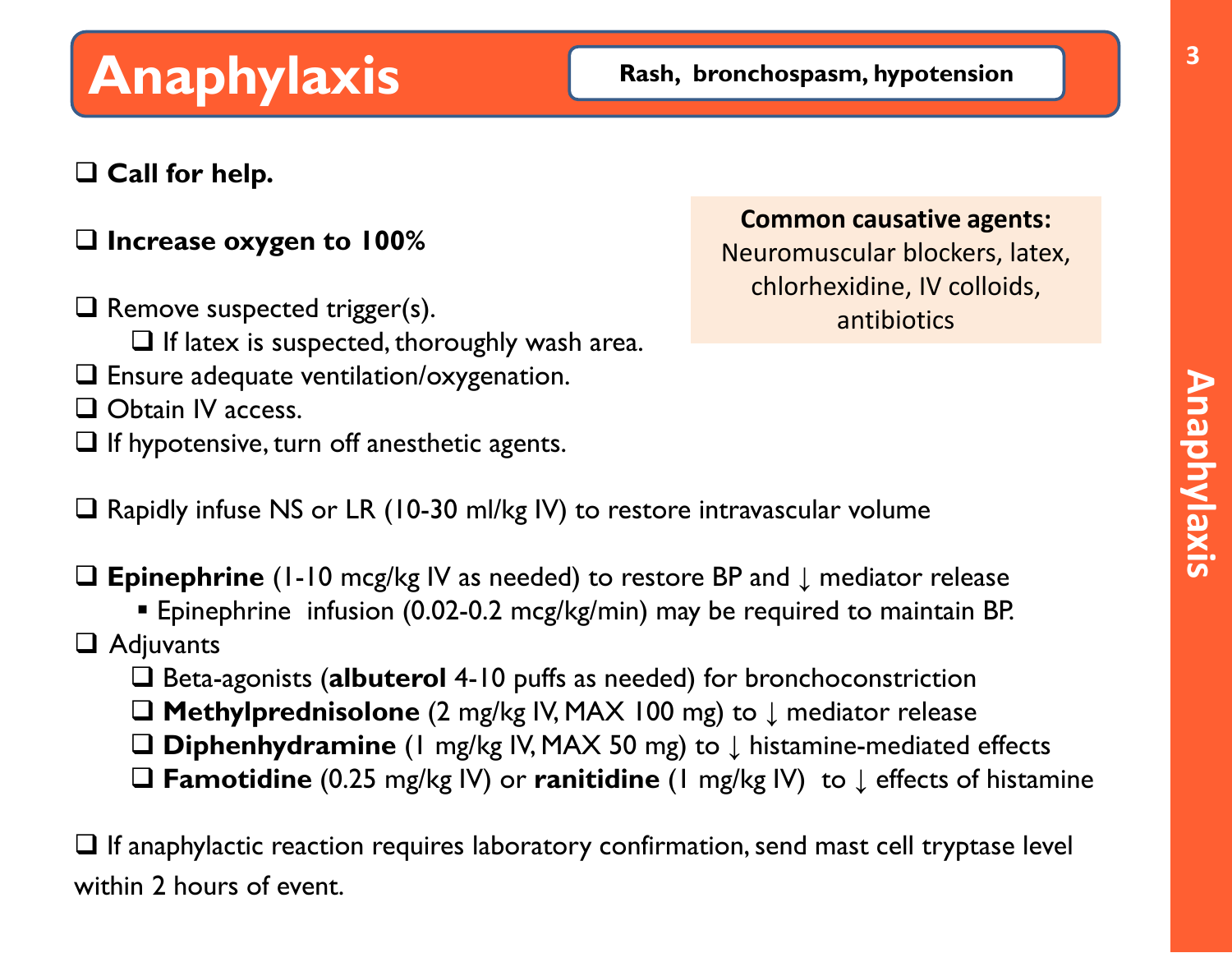# Anaphylaxis

**Rash, bronchospasm, hypotension**

- [ ] **Call for help.**

- [ ] **Increase oxygen to 100%**

**Common causative agents:**
Neuromuscular blockers, latex, chlorhexidine, IV colloids, antibiotics

- [ ] Remove suspected trigger(s).
  - [ ] If latex is suspected, thoroughly wash area.
- [ ] Ensure adequate ventilation/oxygenation.
- [ ] Obtain IV access.
- [ ] If hypotensive, turn off anesthetic agents.

- [ ] Rapidly infuse NS or LR (10-30 ml/kg IV) to restore intravascular volume

- [ ] **Epinephrine** (1-10 mcg/kg IV as needed) to restore BP and ↓ mediator release
  - Epinephrine infusion (0.02-0.2 mcg/kg/min) may be required to maintain BP.
- [ ] Adjuvants
  - [ ] Beta-agonists (**albuterol** 4-10 puffs as needed) for bronchoconstriction
  - [ ] **Methylprednisolone** (2 mg/kg IV, MAX 100 mg) to ↓ mediator release
  - [ ] **Diphenhydramine** (1 mg/kg IV, MAX 50 mg) to ↓ histamine-mediated effects
  - [ ] **Famotidine** (0.25 mg/kg IV) or **ranitidine** (1 mg/kg IV) to ↓ effects of histamine

- [ ] If anaphylactic reaction requires laboratory confirmation, send mast cell tryptase level within 2 hours of event.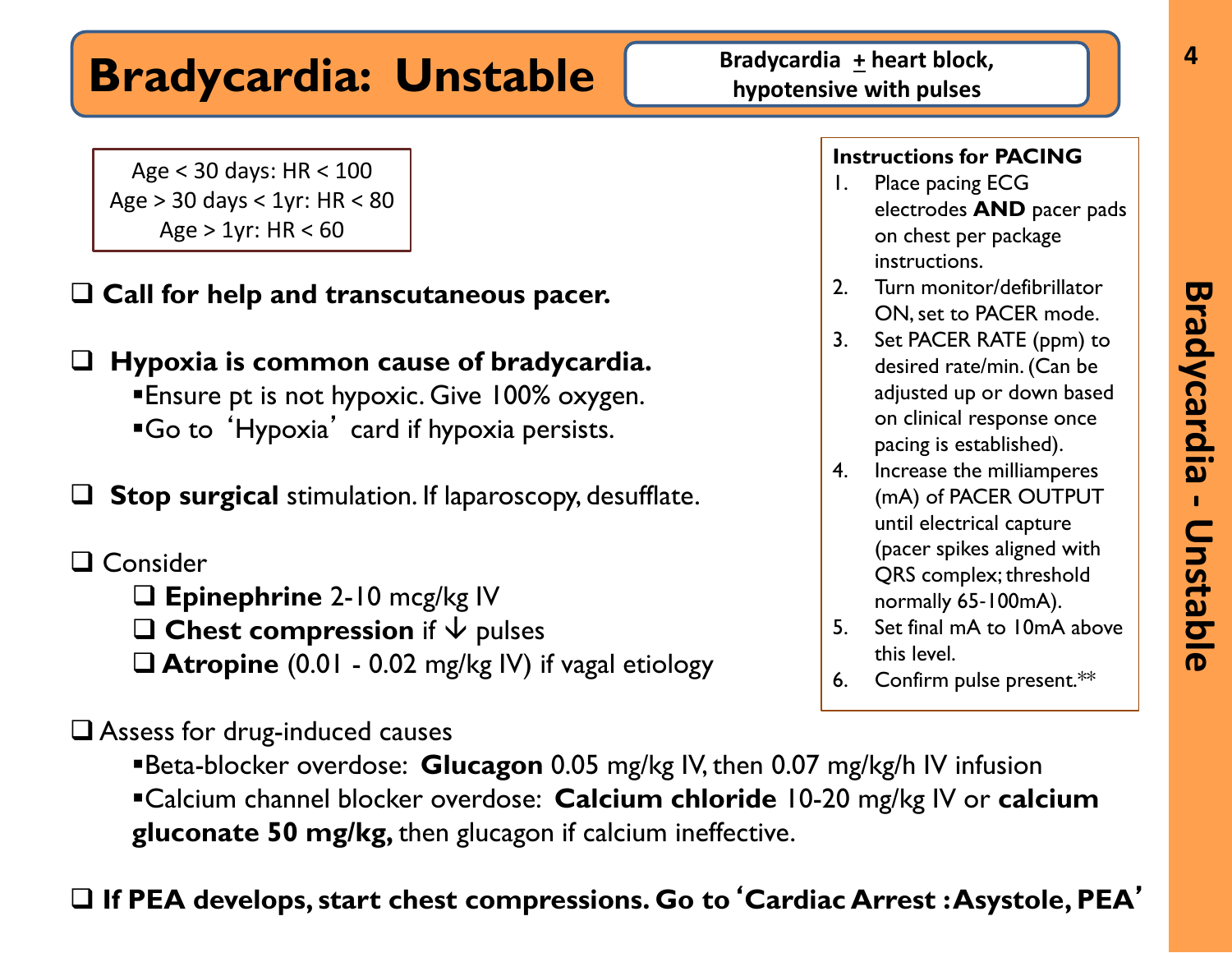# Bradycardia: Unstable

**Bradycardia ± heart block, hypotensive with pulses**

Age < 30 days: HR < 100
Age > 30 days < 1yr: HR < 80
Age > 1yr: HR < 60

- ❑ **Call for help and transcutaneous pacer.**
- ❑ **Hypoxia is common cause of bradycardia.**
  - Ensure pt is not hypoxic. Give 100% oxygen.
  - Go to 'Hypoxia' card if hypoxia persists.
- ❑ **Stop surgical** stimulation. If laparoscopy, desufflate.
- ❑ Consider
  - ❑ **Epinephrine** 2-10 mcg/kg IV
  - ❑ **Chest compression** if ↓ pulses
  - ❑ **Atropine** (0.01 - 0.02 mg/kg IV) if vagal etiology
- ❑ Assess for drug-induced causes
  - Beta-blocker overdose: **Glucagon** 0.05 mg/kg IV, then 0.07 mg/kg/h IV infusion
  - Calcium channel blocker overdose: **Calcium chloride** 10-20 mg/kg IV or **calcium gluconate 50 mg/kg,** then glucagon if calcium ineffective.
- ❑ **If PEA develops, start chest compressions. Go to 'Cardiac Arrest : Asystole, PEA'**

**Instructions for PACING**

1. Place pacing ECG electrodes **AND** pacer pads on chest per package instructions.
2. Turn monitor/defibrillator ON, set to PACER mode.
3. Set PACER RATE (ppm) to desired rate/min. (Can be adjusted up or down based on clinical response once pacing is established).
4. Increase the milliamperes (mA) of PACER OUTPUT until electrical capture (pacer spikes aligned with QRS complex; threshold normally 65-100mA).
5. Set final mA to 10mA above this level.
6. Confirm pulse present.**

Bradycardia - Unstable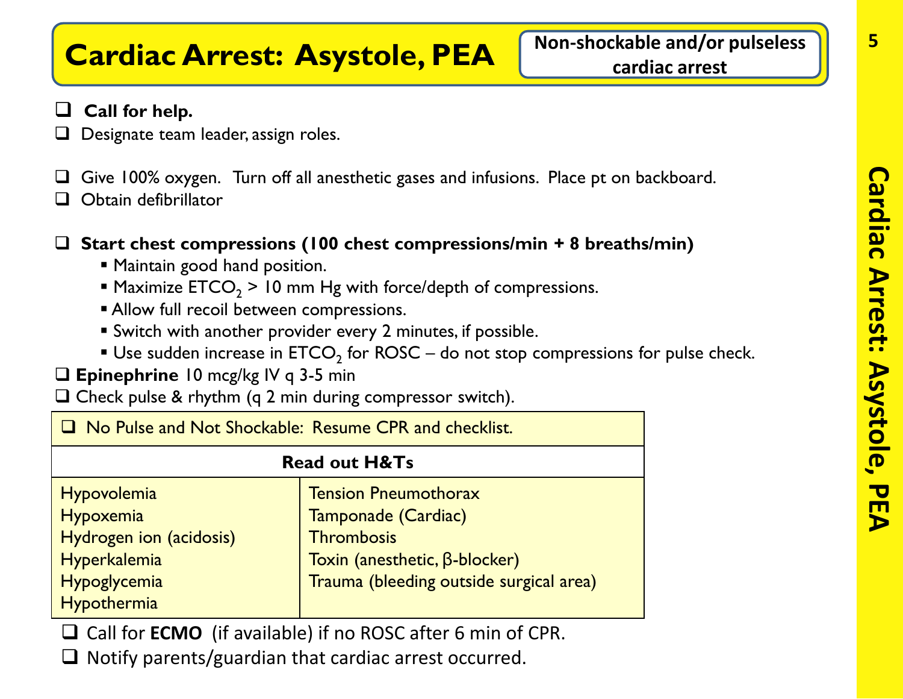# Cardiac Arrest: Asystole, PEA

**Non-shockable and/or pulseless cardiac arrest**

- ❑ **Call for help.**
- ❑ Designate team leader, assign roles.

- ❑ Give 100% oxygen. Turn off all anesthetic gases and infusions. Place pt on backboard.
- ❑ Obtain defibrillator

- ❑ **Start chest compressions (100 chest compressions/min + 8 breaths/min)**
  - Maintain good hand position.
  - Maximize $ETCO_2$ > 10 mm Hg with force/depth of compressions.
  - Allow full recoil between compressions.
  - Switch with another provider every 2 minutes, if possible.
  - Use sudden increase in $ETCO_2$ for ROSC – do not stop compressions for pulse check.
- ❑ **Epinephrine** 10 mcg/kg IV q 3-5 min
- ❑ Check pulse & rhythm (q 2 min during compressor switch).

| ❑ No Pulse and Not Shockable: Resume CPR and checklist. | |
|---|---|
| **Read out H&Ts** | |
| Hypovolemia | Tension Pneumothorax |
| Hypoxemia | Tamponade (Cardiac) |
| Hydrogen ion (acidosis) | Thrombosis |
| Hyperkalemia | Toxin (anesthetic, β-blocker) |
| Hypoglycemia | Trauma (bleeding outside surgical area) |
| Hypothermia | |

- ❑ Call for **ECMO** (if available) if no ROSC after 6 min of CPR.
- ❑ Notify parents/guardian that cardiac arrest occurred.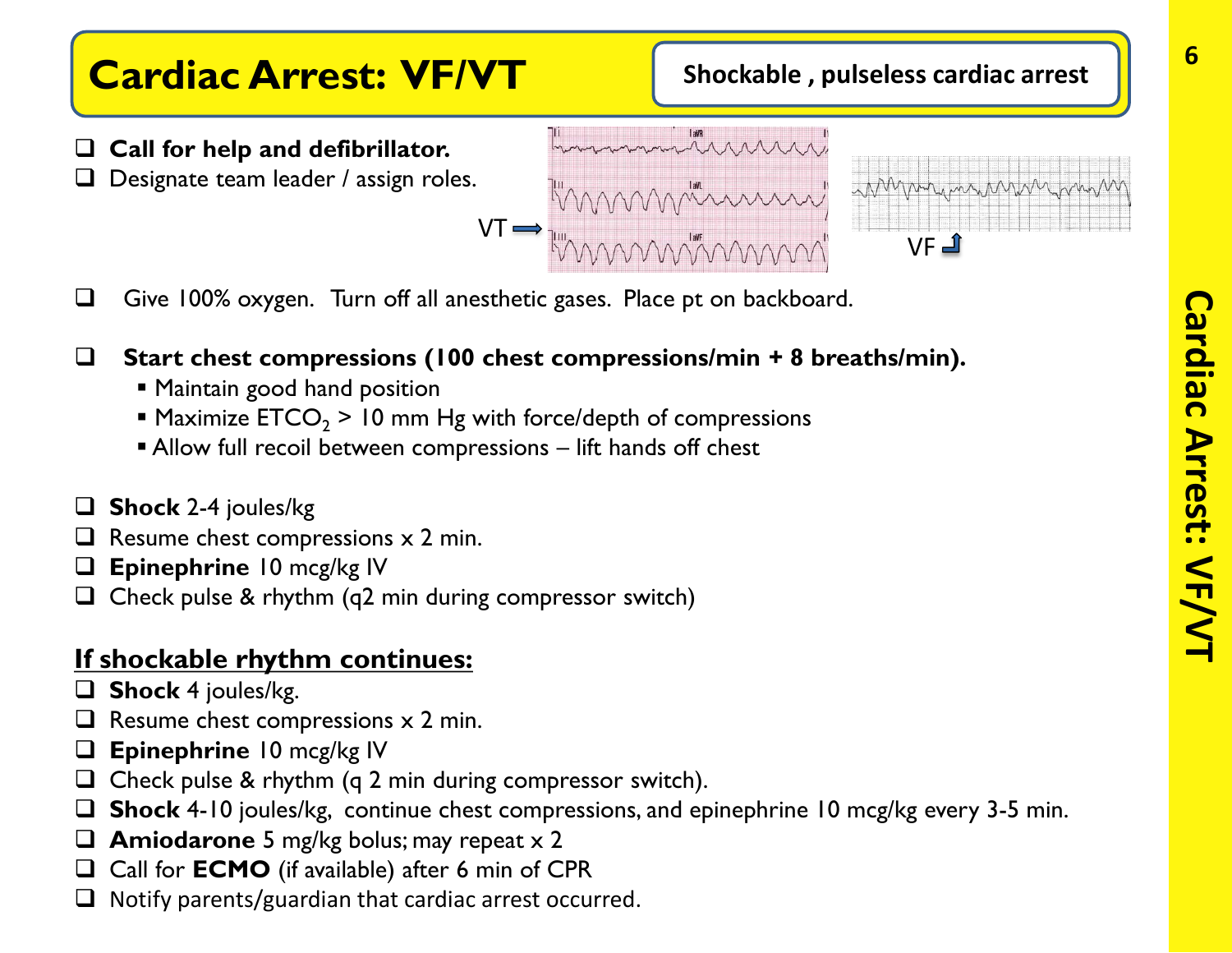# Cardiac Arrest: VF/VT

**Shockable , pulseless cardiac arrest**

- ❑ **Call for help and defibrillator.**
- ❑ Designate team leader / assign roles.

VT → VF

- ❑ Give 100% oxygen. Turn off all anesthetic gases. Place pt on backboard.

- ❑ **Start chest compressions (100 chest compressions/min + 8 breaths/min).**
  - Maintain good hand position
  - Maximize $ETCO_2$ > 10 mm Hg with force/depth of compressions
  - Allow full recoil between compressions – lift hands off chest

- ❑ **Shock** 2-4 joules/kg
- ❑ Resume chest compressions x 2 min.
- ❑ **Epinephrine** 10 mcg/kg IV
- ❑ Check pulse & rhythm (q2 min during compressor switch)

**<u>If shockable rhythm continues:</u>**

- ❑ **Shock** 4 joules/kg.
- ❑ Resume chest compressions x 2 min.
- ❑ **Epinephrine** 10 mcg/kg IV
- ❑ Check pulse & rhythm (q 2 min during compressor switch).
- ❑ **Shock** 4-10 joules/kg, continue chest compressions, and epinephrine 10 mcg/kg every 3-5 min.
- ❑ **Amiodarone** 5 mg/kg bolus; may repeat x 2
- ❑ Call for **ECMO** (if available) after 6 min of CPR
- ❑ Notify parents/guardian that cardiac arrest occurred.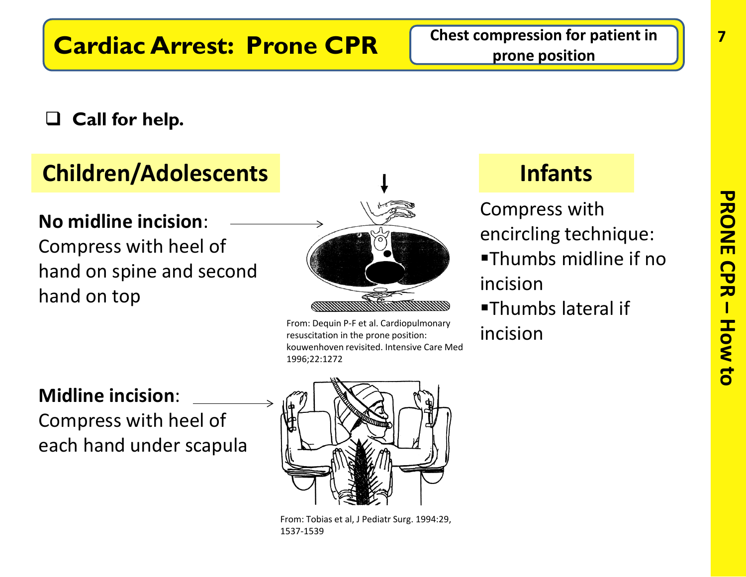# Cardiac Arrest: Prone CPR

**Chest compression for patient in prone position**

- [ ] **Call for help.**

## Children/Adolescents

**No midline incision**: Compress with heel of hand on spine and second hand on top

From: Dequin P-F et al. Cardiopulmonary resuscitation in the prone position: kouwenhoven revisited. Intensive Care Med 1996;22:1272

**Midline incision**: Compress with heel of each hand under scapula

From: Tobias et al, J Pediatr Surg. 1994:29, 1537-1539

## Infants

Compress with encircling technique:

- Thumbs midline if no incision
- Thumbs lateral if incision

PRONE CPR – How to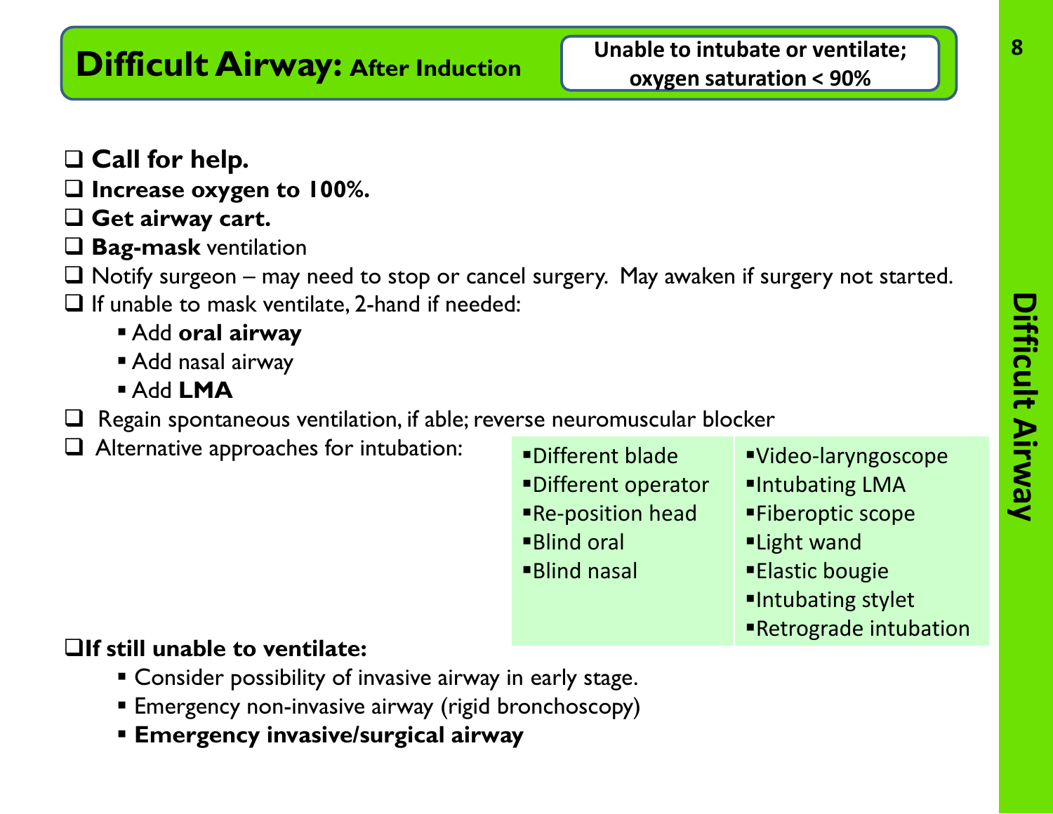# Difficult Airway: After Induction

**Unable to intubate or ventilate; oxygen saturation < 90%**

- ❑ **Call for help.**
- ❑ **Increase oxygen to 100%.**
- ❑ **Get airway cart.**
- ❑ **Bag-mask** ventilation
- ❑ Notify surgeon – may need to stop or cancel surgery. May awaken if surgery not started.
- ❑ If unable to mask ventilate, 2-hand if needed:
  - Add **oral airway**
  - Add nasal airway
  - Add **LMA**
- ❑ Regain spontaneous ventilation, if able; reverse neuromuscular blocker
- ❑ Alternative approaches for intubation:

| | |
|---|---|
| Different blade | Video-laryngoscope |
| Different operator | Intubating LMA |
| Re-position head | Fiberoptic scope |
| Blind oral | Light wand |
| Blind nasal | Elastic bougie |
| | Intubating stylet |
| | Retrograde intubation |

- ❑ **If still unable to ventilate:**
  - Consider possibility of invasive airway in early stage.
  - Emergency non-invasive airway (rigid bronchoscopy)
  - **Emergency invasive/surgical airway**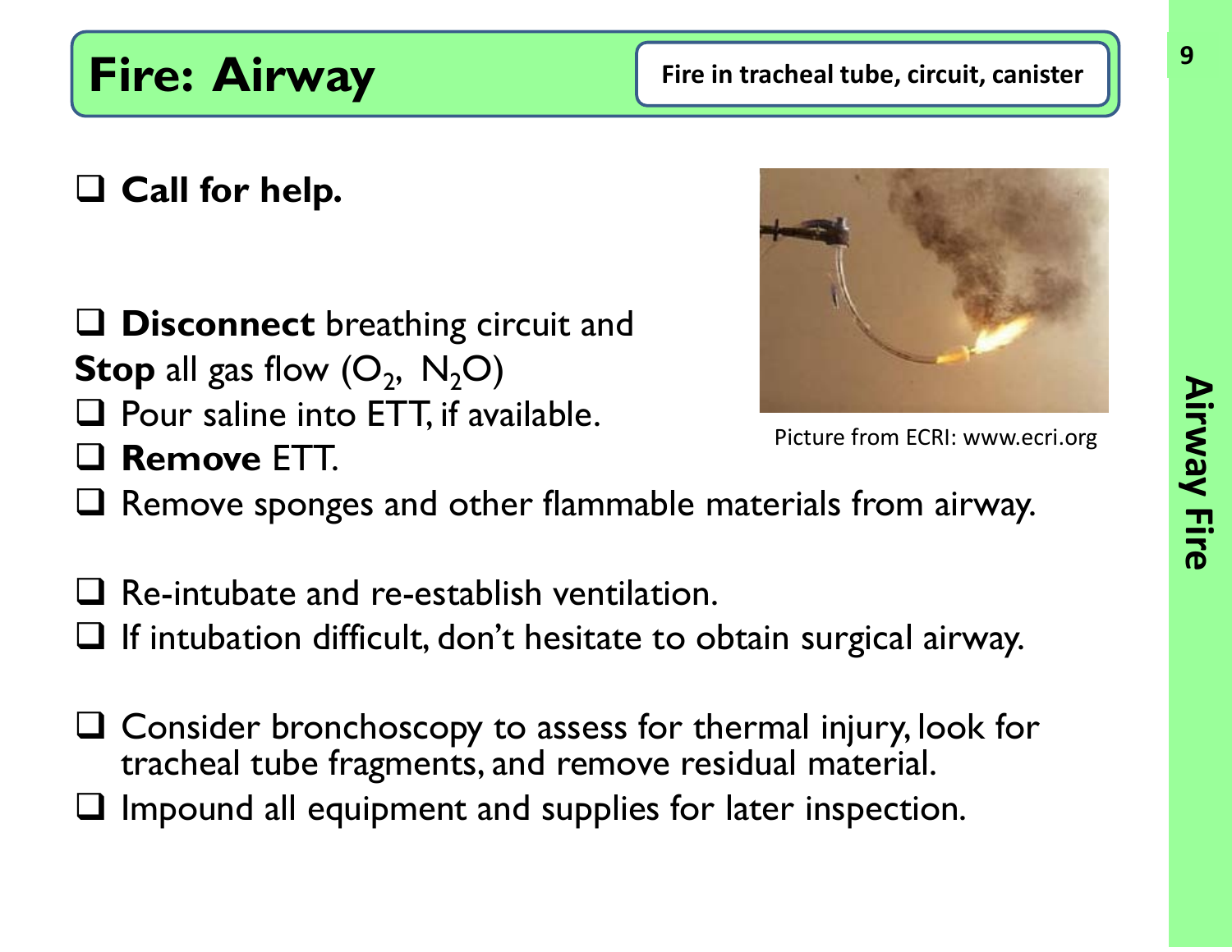# Fire: Airway

**Fire in tracheal tube, circuit, canister**

- [ ] **Call for help.**

- [ ] **Disconnect** breathing circuit and **Stop** all gas flow ($O_2$, $N_2O$)
- [ ] Pour saline into ETT, if available.
- [ ] **Remove** ETT.
- [ ] Remove sponges and other flammable materials from airway.

- [ ] Re-intubate and re-establish ventilation.
- [ ] If intubation difficult, don't hesitate to obtain surgical airway.

- [ ] Consider bronchoscopy to assess for thermal injury, look for tracheal tube fragments, and remove residual material.
- [ ] Impound all equipment and supplies for later inspection.

Picture from ECRI: www.ecri.org

Airway Fire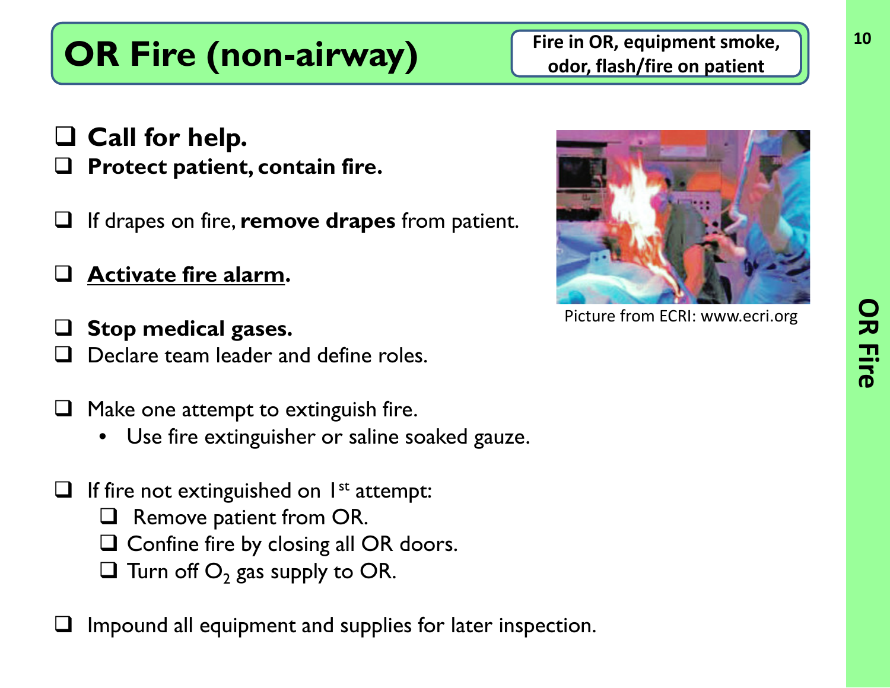# OR Fire (non-airway)

**Fire in OR, equipment smoke, odor, flash/fire on patient**

- ❑ **Call for help.**
- ❑ **Protect patient, contain fire.**
- ❑ If drapes on fire, **remove drapes** from patient.
- ❑ **Activate fire alarm.**
- ❑ **Stop medical gases.**
- ❑ Declare team leader and define roles.
- ❑ Make one attempt to extinguish fire.
  - Use fire extinguisher or saline soaked gauze.
- ❑ If fire not extinguished on 1st attempt:
  - ❑ Remove patient from OR.
  - ❑ Confine fire by closing all OR doors.
  - ❑ Turn off $O_2$ gas supply to OR.
- ❑ Impound all equipment and supplies for later inspection.

Picture from ECRI: www.ecri.org

OR Fire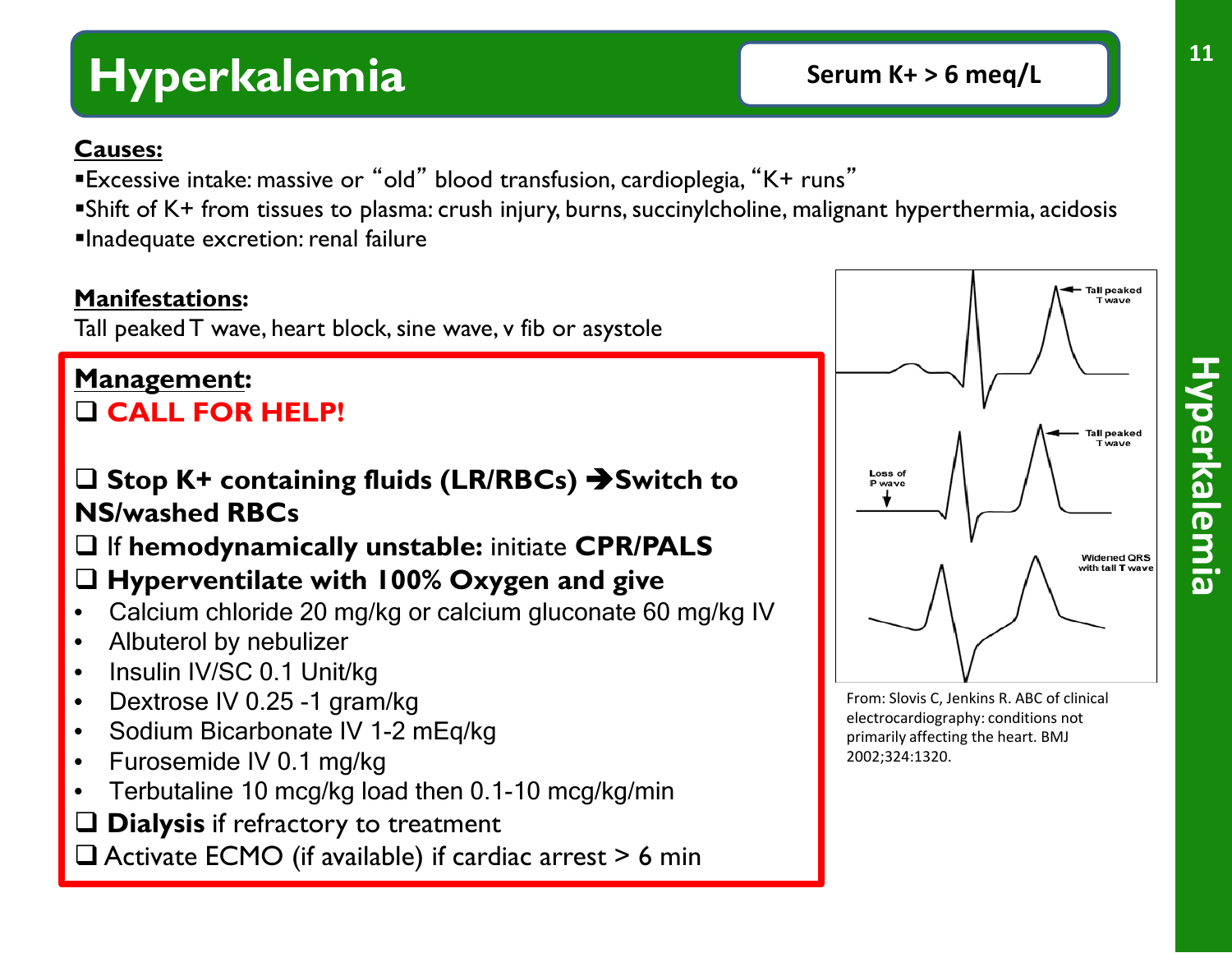# Hyperkalemia

**Serum K+ > 6 meq/L**

**Causes:**

- Excessive intake: massive or "old" blood transfusion, cardioplegia, "K+ runs"
- Shift of K+ from tissues to plasma: crush injury, burns, succinylcholine, malignant hyperthermia, acidosis
- Inadequate excretion: renal failure

**Manifestations:**

Tall peaked T wave, heart block, sine wave, v fib or asystole

**Management:**

- ❑ **CALL FOR HELP!**
- ❑ **Stop K+ containing fluids (LR/RBCs) ➔Switch to NS/washed RBCs**
- ❑ If **hemodynamically unstable:** initiate **CPR/PALS**
- ❑ **Hyperventilate with 100% Oxygen and give**
  - Calcium chloride 20 mg/kg or calcium gluconate 60 mg/kg IV
  - Albuterol by nebulizer
  - Insulin IV/SC 0.1 Unit/kg
  - Dextrose IV 0.25 -1 gram/kg
  - Sodium Bicarbonate IV 1-2 mEq/kg
  - Furosemide IV 0.1 mg/kg
  - Terbutaline 10 mcg/kg load then 0.1-10 mcg/kg/min
- ❑ **Dialysis** if refractory to treatment
- ❑ Activate ECMO (if available) if cardiac arrest > 6 min

Tall peaked T wave

Loss of P wave

Tall peaked T wave

Widened QRS with tall T wave

From: Slovis C, Jenkins R. ABC of clinical electrocardiography: conditions not primarily affecting the heart. BMJ 2002;324:1320.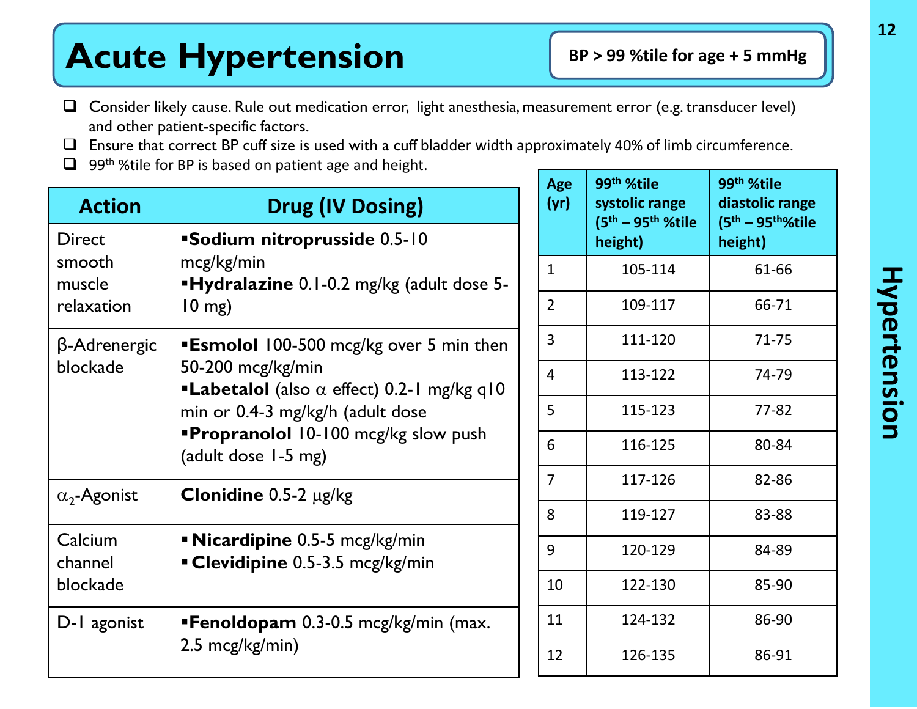# Acute Hypertension

**BP > 99 %tile for age + 5 mmHg**

- ☐ Consider likely cause. Rule out medication error, light anesthesia, measurement error (e.g. transducer level) and other patient-specific factors.
- ☐ Ensure that correct BP cuff size is used with a cuff bladder width approximately 40% of limb circumference.
- ☐ 99th %tile for BP is based on patient age and height.

| Action | Drug (IV Dosing) |
|---|---|
| Direct smooth muscle relaxation | ▪**Sodium nitroprusside** 0.5-10 mcg/kg/min<br>▪**Hydralazine** 0.1-0.2 mg/kg (adult dose 5-10 mg) |
| β-Adrenergic blockade | ▪**Esmolol** 100-500 mcg/kg over 5 min then 50-200 mcg/kg/min<br>▪**Labetalol** (also α effect) 0.2-1 mg/kg q10 min or 0.4-3 mg/kg/h (adult dose<br>▪**Propranolol** 10-100 mcg/kg slow push (adult dose 1-5 mg) |
| $\alpha_2$-Agonist | **Clonidine** 0.5-2 μg/kg |
| Calcium channel blockade | ▪ **Nicardipine** 0.5-5 mcg/kg/min<br>▪ **Clevidipine** 0.5-3.5 mcg/kg/min |
| D-1 agonist | ▪**Fenoldopam** 0.3-0.5 mcg/kg/min (max. 2.5 mcg/kg/min) |

| Age (yr) | 99th %tile systolic range (5th – 95th %tile height) | 99th %tile diastolic range (5th – 95th %tile height) |
|---|---|---|
| 1 | 105-114 | 61-66 |
| 2 | 109-117 | 66-71 |
| 3 | 111-120 | 71-75 |
| 4 | 113-122 | 74-79 |
| 5 | 115-123 | 77-82 |
| 6 | 116-125 | 80-84 |
| 7 | 117-126 | 82-86 |
| 8 | 119-127 | 83-88 |
| 9 | 120-129 | 84-89 |
| 10 | 122-130 | 85-90 |
| 11 | 124-132 | 86-90 |
| 12 | 126-135 | 86-91 |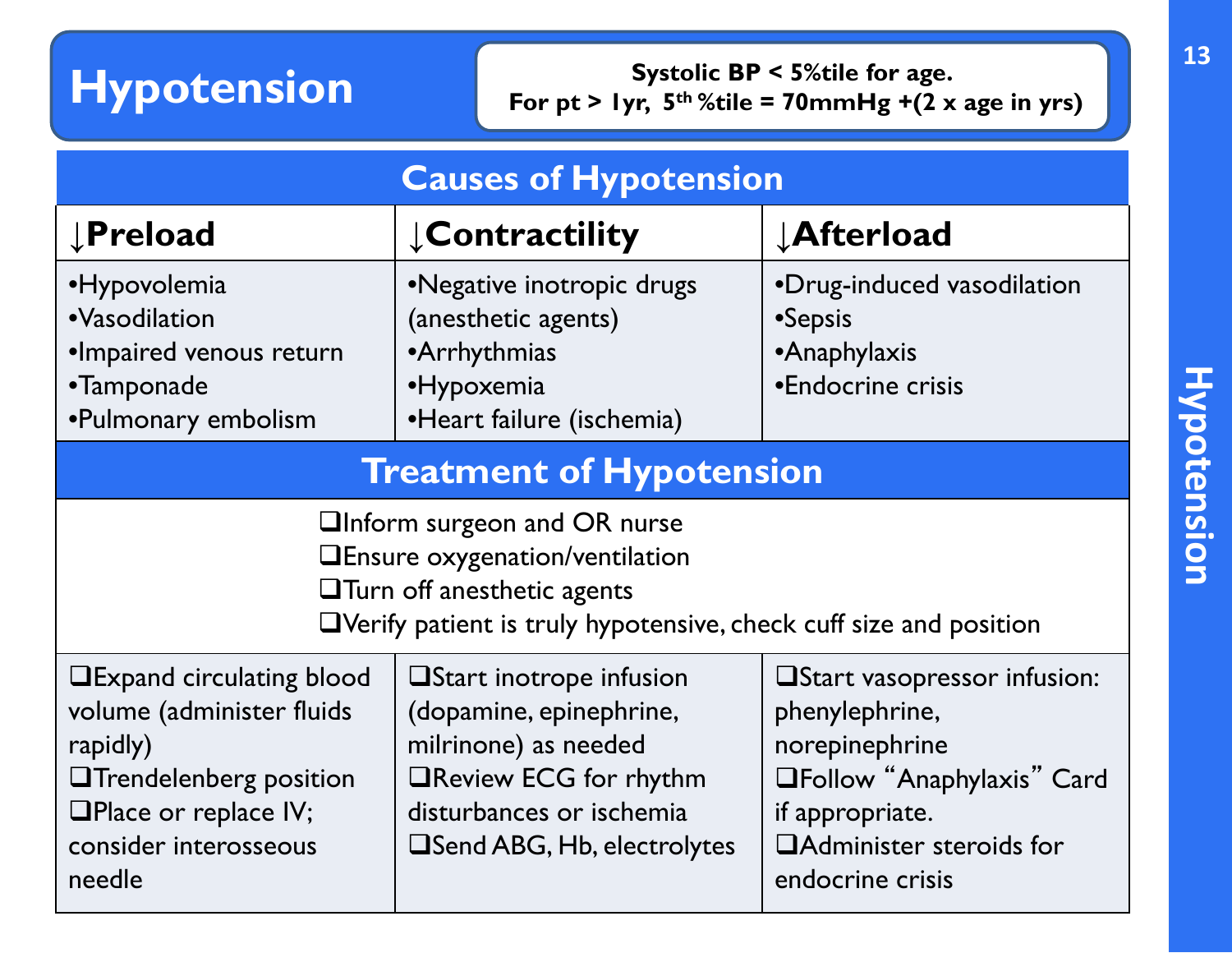# Hypotension

**Systolic BP < 5%tile for age.**
**For pt > 1yr, $5^{th}$ %tile = 70mmHg +(2 x age in yrs)**

## Causes of Hypotension

| ↓Preload | ↓Contractility | ↓Afterload |
|---|---|---|
| •Hypovolemia<br>•Vasodilation<br>•Impaired venous return<br>•Tamponade<br>•Pulmonary embolism | •Negative inotropic drugs (anesthetic agents)<br>•Arrhythmias<br>•Hypoxemia<br>•Heart failure (ischemia) | •Drug-induced vasodilation<br>•Sepsis<br>•Anaphylaxis<br>•Endocrine crisis |

## Treatment of Hypotension

- ❑Inform surgeon and OR nurse
- ❑Ensure oxygenation/ventilation
- ❑Turn off anesthetic agents
- ❑Verify patient is truly hypotensive, check cuff size and position

| ↓Preload | ↓Contractility | ↓Afterload |
|---|---|---|
| ❑Expand circulating blood volume (administer fluids rapidly)<br>❑Trendelenberg position<br>❑Place or replace IV; consider interosseous needle | ❑Start inotrope infusion (dopamine, epinephrine, milrinone) as needed<br>❑Review ECG for rhythm disturbances or ischemia<br>❑Send ABG, Hb, electrolytes | ❑Start vasopressor infusion: phenylephrine, norepinephrine<br>❑Follow "Anaphylaxis" Card if appropriate.<br>❑Administer steroids for endocrine crisis |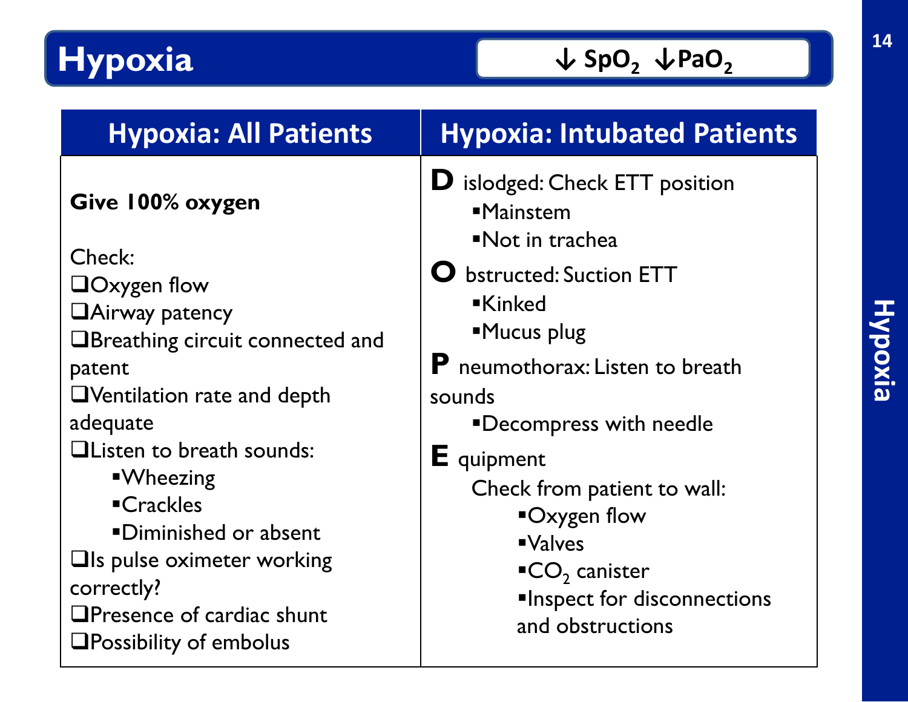# Hypoxia

**↓ $SpO_2$ ↓ $PaO_2$**

## Hypoxia: All Patients

**Give 100% oxygen**

Check:

- ❑Oxygen flow
- ❑Airway patency
- ❑Breathing circuit connected and patent
- ❑Ventilation rate and depth adequate
- ❑Listen to breath sounds:
  - Wheezing
  - Crackles
  - Diminished or absent
- ❑Is pulse oximeter working correctly?
- ❑Presence of cardiac shunt
- ❑Possibility of embolus

## Hypoxia: Intubated Patients

**D** islodged: Check ETT position

- Mainstem
- Not in trachea

**O** bstructed: Suction ETT

- Kinked
- Mucus plug

**P** neumothorax: Listen to breath sounds

- Decompress with needle

**E** quipment

Check from patient to wall:

- Oxygen flow
- Valves
- $CO_2$ canister
- Inspect for disconnections and obstructions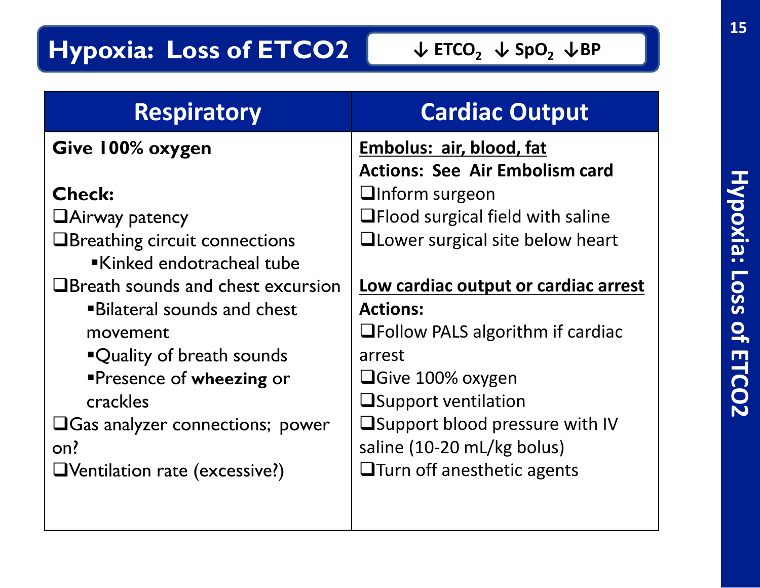# Hypoxia: Loss of ETCO2

**↓ $ETCO_2$ ↓ $SpO_2$ ↓BP**

| Respiratory | Cardiac Output |
|---|---|
| **Give 100% oxygen**<br><br>**Check:**<br>❑Airway patency<br>❑Breathing circuit connections<br>▪Kinked endotracheal tube<br>❑Breath sounds and chest excursion<br>▪Bilateral sounds and chest movement<br>▪Quality of breath sounds<br>▪Presence of **wheezing** or crackles<br>❑Gas analyzer connections; power on?<br>❑Ventilation rate (excessive?) | **Embolus: air, blood, fat**<br>**Actions: See Air Embolism card**<br>❑Inform surgeon<br>❑Flood surgical field with saline<br>❑Lower surgical site below heart<br><br>**Low cardiac output or cardiac arrest**<br>**Actions:**<br>❑Follow PALS algorithm if cardiac arrest<br>❑Give 100% oxygen<br>❑Support ventilation<br>❑Support blood pressure with IV saline (10-20 mL/kg bolus)<br>❑Turn off anesthetic agents |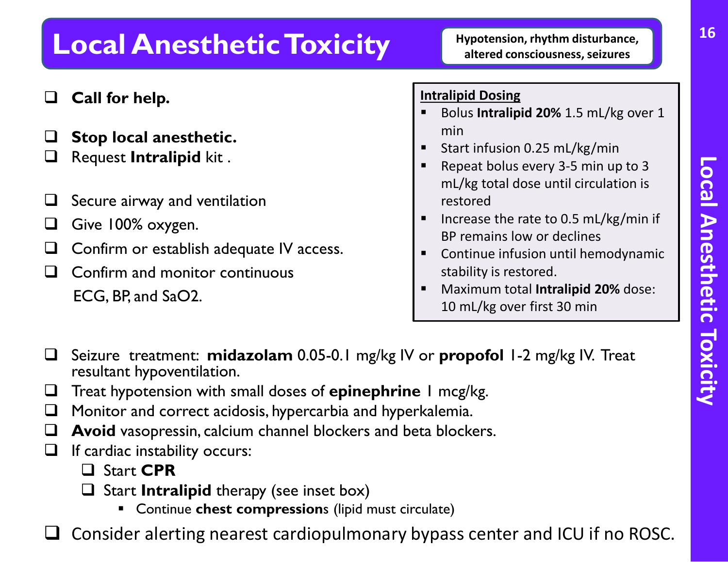# Local Anesthetic Toxicity

**Hypotension, rhythm disturbance, altered consciousness, seizures**

- [ ] **Call for help.**
- [ ] **Stop local anesthetic.**
- [ ] Request **Intralipid** kit .
- [ ] Secure airway and ventilation
- [ ] Give 100% oxygen.
- [ ] Confirm or establish adequate IV access.
- [ ] Confirm and monitor continuous ECG, BP, and SaO2.

**Intralipid Dosing**

- Bolus **Intralipid 20%** 1.5 mL/kg over 1 min
- Start infusion 0.25 mL/kg/min
- Repeat bolus every 3-5 min up to 3 mL/kg total dose until circulation is restored
- Increase the rate to 0.5 mL/kg/min if BP remains low or declines
- Continue infusion until hemodynamic stability is restored.
- Maximum total **Intralipid 20%** dose: 10 mL/kg over first 30 min

- [ ] Seizure treatment: **midazolam** 0.05-0.1 mg/kg IV or **propofol** 1-2 mg/kg IV. Treat resultant hypoventilation.
- [ ] Treat hypotension with small doses of **epinephrine** 1 mcg/kg.
- [ ] Monitor and correct acidosis, hypercarbia and hyperkalemia.
- [ ] **Avoid** vasopressin, calcium channel blockers and beta blockers.
- [ ] If cardiac instability occurs:
  - [ ] Start **CPR**
  - [ ] Start **Intralipid** therapy (see inset box)
    - Continue **chest compressions** (lipid must circulate)
- [ ] Consider alerting nearest cardiopulmonary bypass center and ICU if no ROSC.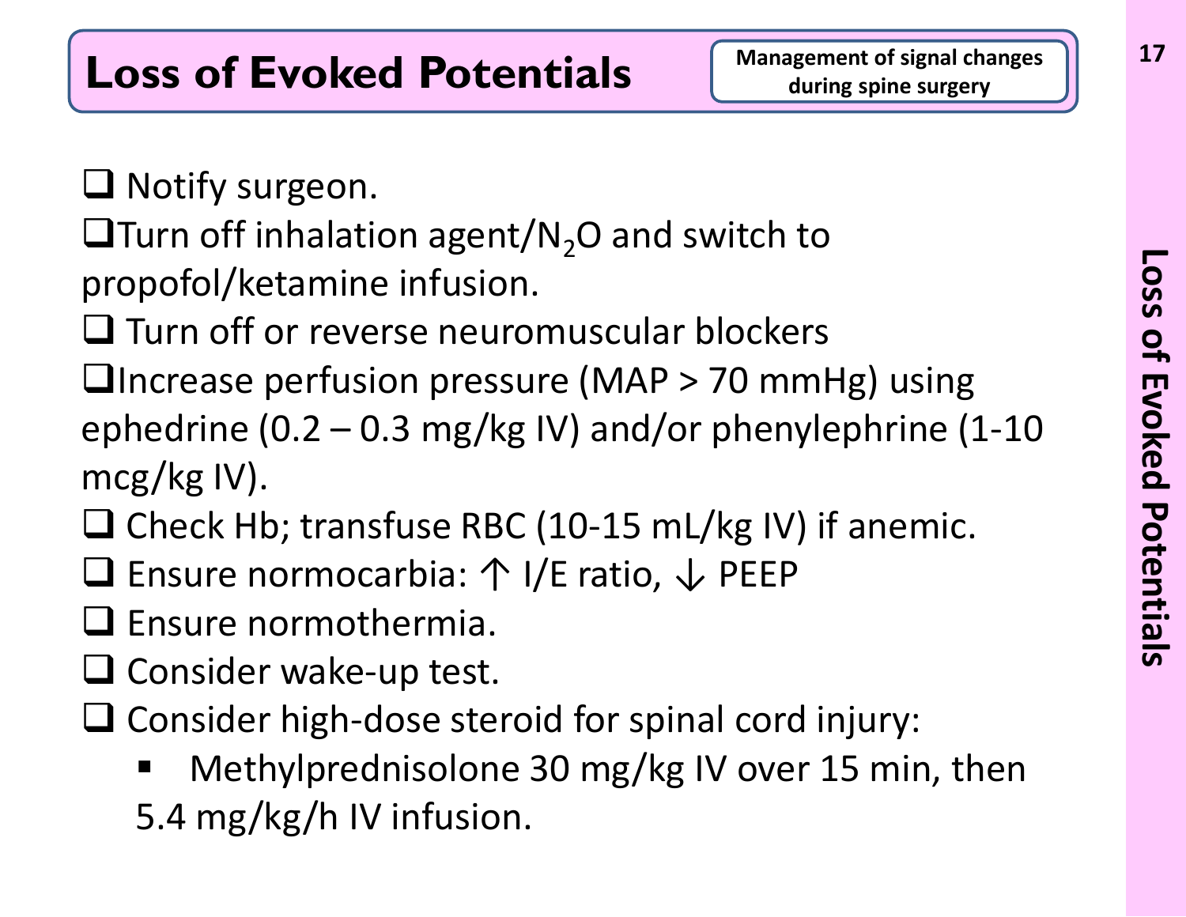# Loss of Evoked Potentials

**Management of signal changes during spine surgery**

- ❑ Notify surgeon.
- ❑ Turn off inhalation agent/$N_2O$ and switch to propofol/ketamine infusion.
- ❑ Turn off or reverse neuromuscular blockers
- ❑ Increase perfusion pressure (MAP > 70 mmHg) using ephedrine (0.2 – 0.3 mg/kg IV) and/or phenylephrine (1-10 mcg/kg IV).
- ❑ Check Hb; transfuse RBC (10-15 mL/kg IV) if anemic.
- ❑ Ensure normocarbia: ↑ I/E ratio, ↓ PEEP
- ❑ Ensure normothermia.
- ❑ Consider wake-up test.
- ❑ Consider high-dose steroid for spinal cord injury:
  - Methylprednisolone 30 mg/kg IV over 15 min, then 5.4 mg/kg/h IV infusion.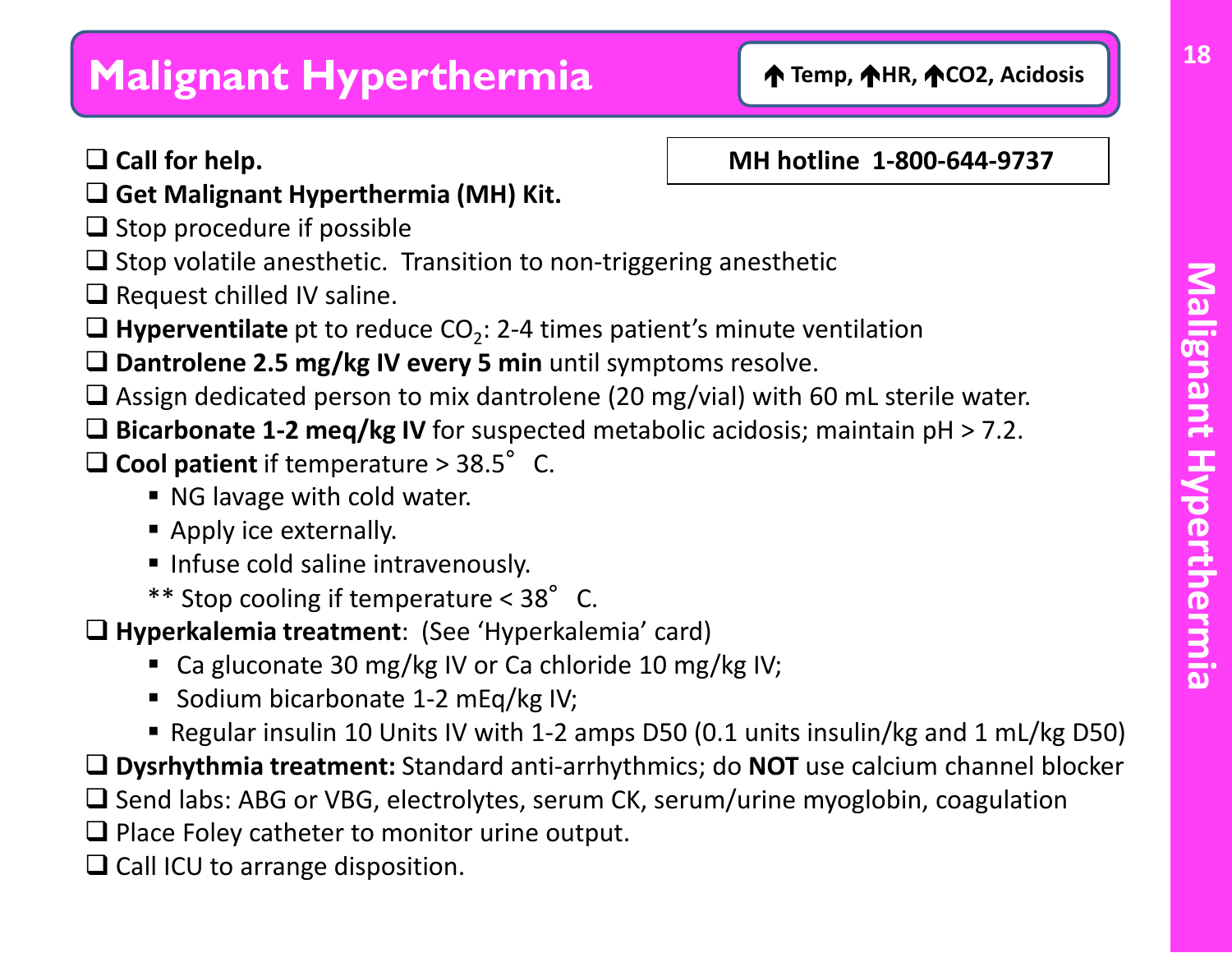# Malignant Hyperthermia

**↑ Temp, ↑HR, ↑CO2, Acidosis**

**MH hotline 1-800-644-9737**

- ❑ **Call for help.**
- ❑ **Get Malignant Hyperthermia (MH) Kit.**
- ❑ Stop procedure if possible
- ❑ Stop volatile anesthetic. Transition to non-triggering anesthetic
- ❑ Request chilled IV saline.
- ❑ **Hyperventilate** pt to reduce $CO_2$: 2-4 times patient's minute ventilation
- ❑ **Dantrolene 2.5 mg/kg IV every 5 min** until symptoms resolve.
- ❑ Assign dedicated person to mix dantrolene (20 mg/vial) with 60 mL sterile water.
- ❑ **Bicarbonate 1-2 meq/kg IV** for suspected metabolic acidosis; maintain pH > 7.2.
- ❑ **Cool patient** if temperature > 38.5° C.
  - NG lavage with cold water.
  - Apply ice externally.
  - Infuse cold saline intravenously.
  
  ** Stop cooling if temperature < 38° C.
- ❑ **Hyperkalemia treatment**: (See 'Hyperkalemia' card)
  - Ca gluconate 30 mg/kg IV or Ca chloride 10 mg/kg IV;
  - Sodium bicarbonate 1-2 mEq/kg IV;
  - Regular insulin 10 Units IV with 1-2 amps D50 (0.1 units insulin/kg and 1 mL/kg D50)
- ❑ **Dysrhythmia treatment:** Standard anti-arrhythmics; do **NOT** use calcium channel blocker
- ❑ Send labs: ABG or VBG, electrolytes, serum CK, serum/urine myoglobin, coagulation
- ❑ Place Foley catheter to monitor urine output.
- ❑ Call ICU to arrange disposition.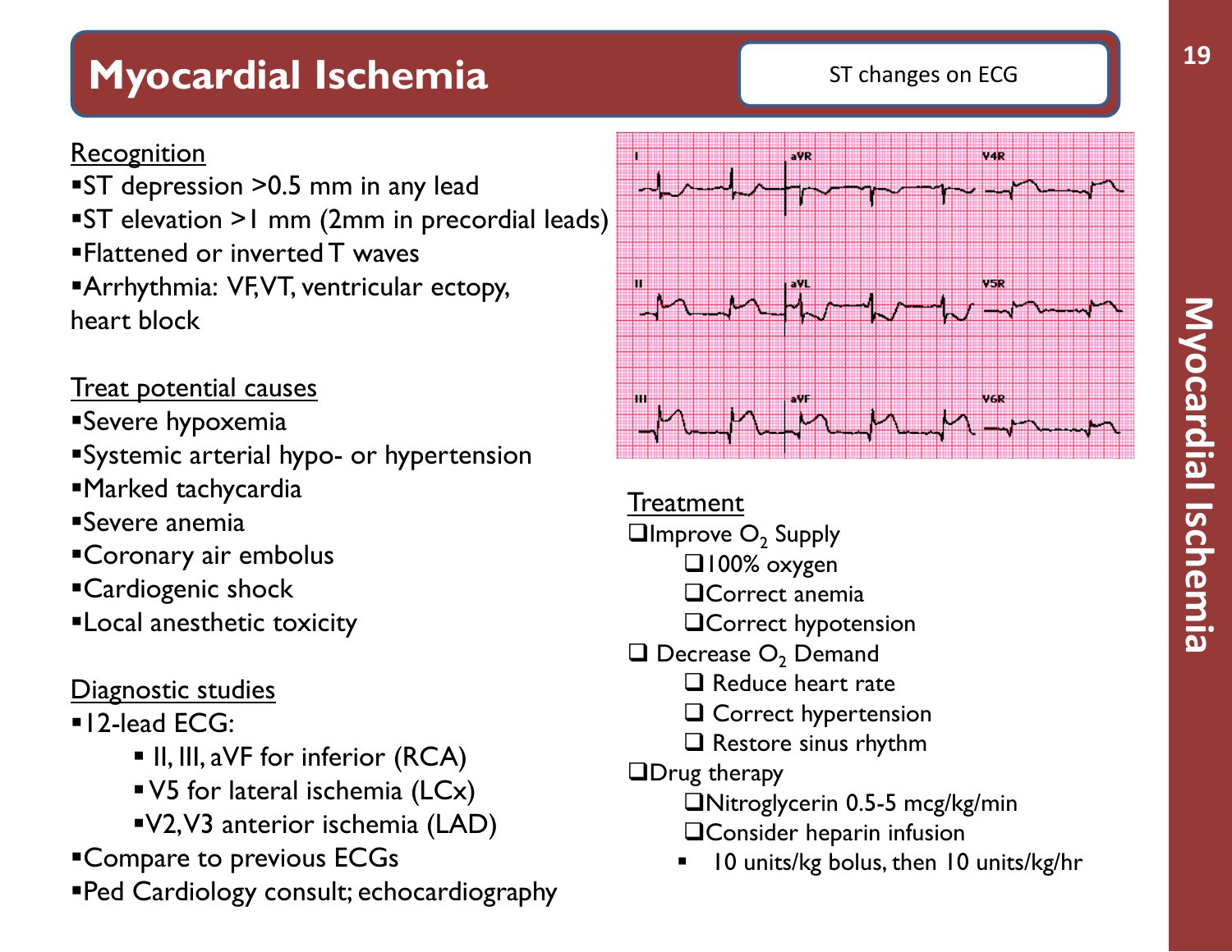# Myocardial Ischemia

ST changes on ECG

## Recognition

- ST depression >0.5 mm in any lead
- ST elevation >1 mm (2mm in precordial leads)
- Flattened or inverted T waves
- Arrhythmia: VF, VT, ventricular ectopy, heart block

## Treat potential causes

- Severe hypoxemia
- Systemic arterial hypo- or hypertension
- Marked tachycardia
- Severe anemia
- Coronary air embolus
- Cardiogenic shock
- Local anesthetic toxicity

## Diagnostic studies

- 12-lead ECG:
  - II, III, aVF for inferior (RCA)
  - V5 for lateral ischemia (LCx)
  - V2, V3 anterior ischemia (LAD)
- Compare to previous ECGs
- Ped Cardiology consult; echocardiography

## Treatment

- ☐ Improve $O_2$ Supply
  - ☐ 100% oxygen
  - ☐ Correct anemia
  - ☐ Correct hypotension
- ☐ Decrease $O_2$ Demand
  - ☐ Reduce heart rate
  - ☐ Correct hypertension
  - ☐ Restore sinus rhythm
- ☐ Drug therapy
  - ☐ Nitroglycerin 0.5-5 mcg/kg/min
  - ☐ Consider heparin infusion
    - 10 units/kg bolus, then 10 units/kg/hr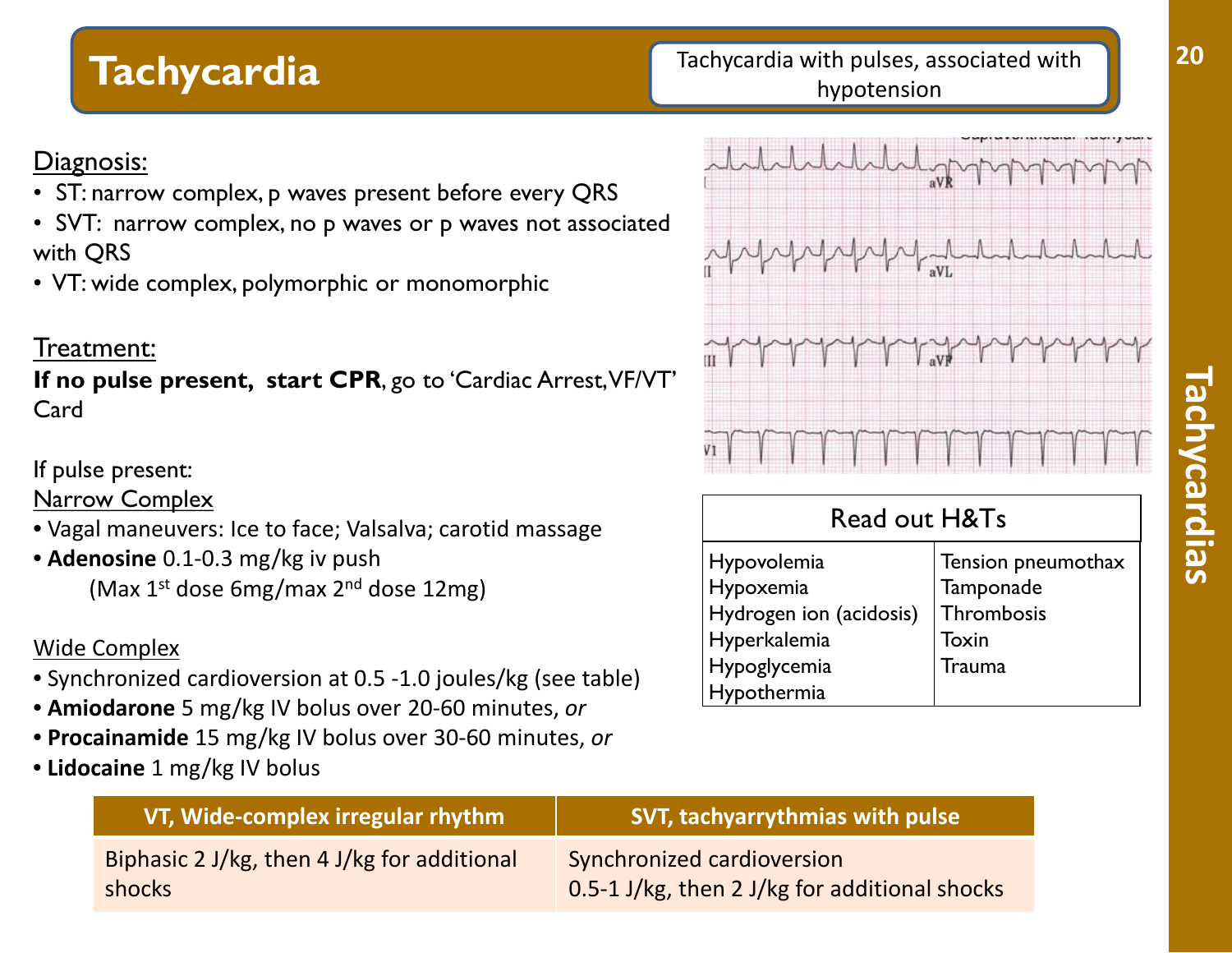# Tachycardia

Tachycardia with pulses, associated with hypotension

## Diagnosis:

- ST: narrow complex, p waves present before every QRS
- SVT: narrow complex, no p waves or p waves not associated with QRS
- VT: wide complex, polymorphic or monomorphic

## Treatment:

**If no pulse present, start CPR**, go to 'Cardiac Arrest,VF/VT' Card

If pulse present:

Narrow Complex

- Vagal maneuvers: Ice to face; Valsalva; carotid massage
- **Adenosine** 0.1-0.3 mg/kg iv push
  (Max 1st dose 6mg/max 2nd dose 12mg)

Wide Complex

- Synchronized cardioversion at 0.5 -1.0 joules/kg (see table)
- **Amiodarone** 5 mg/kg IV bolus over 20-60 minutes, *or*
- **Procainamide** 15 mg/kg IV bolus over 30-60 minutes, *or*
- **Lidocaine** 1 mg/kg IV bolus

| Read out H&Ts | |
|---|---|
| Hypovolemia | Tension pneumothax |
| Hypoxemia | Tamponade |
| Hydrogen ion (acidosis) | Thrombosis |
| Hyperkalemia | Toxin |
| Hypoglycemia | Trauma |
| Hypothermia | |

| VT, Wide-complex irregular rhythm | SVT, tachyarrythmias with pulse |
|---|---|
| Biphasic 2 J/kg, then 4 J/kg for additional shocks | Synchronized cardioversion 0.5-1 J/kg, then 2 J/kg for additional shocks |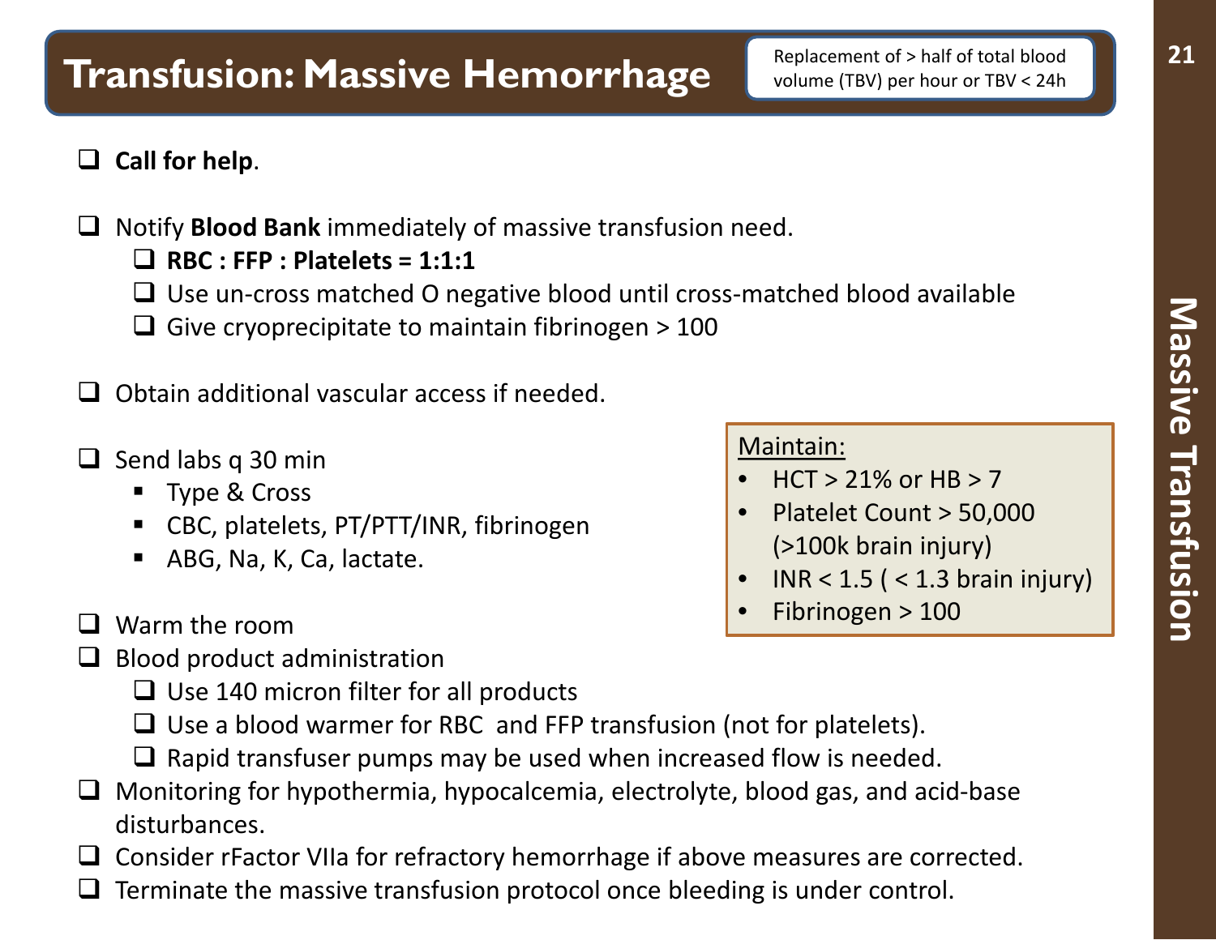# Transfusion: Massive Hemorrhage

Replacement of > half of total blood volume (TBV) per hour or TBV < 24h

- [ ] **Call for help**.
- [ ] Notify **Blood Bank** immediately of massive transfusion need.
  - [ ] **RBC : FFP : Platelets = 1:1:1**
  - [ ] Use un-cross matched O negative blood until cross-matched blood available
  - [ ] Give cryoprecipitate to maintain fibrinogen > 100
- [ ] Obtain additional vascular access if needed.
- [ ] Send labs q 30 min
  - Type & Cross
  - CBC, platelets, PT/PTT/INR, fibrinogen
  - ABG, Na, K, Ca, lactate.
- [ ] Warm the room
- [ ] Blood product administration
  - [ ] Use 140 micron filter for all products
  - [ ] Use a blood warmer for RBC and FFP transfusion (not for platelets).
  - [ ] Rapid transfuser pumps may be used when increased flow is needed.
- [ ] Monitoring for hypothermia, hypocalcemia, electrolyte, blood gas, and acid-base disturbances.
- [ ] Consider rFactor VIIa for refractory hemorrhage if above measures are corrected.
- [ ] Terminate the massive transfusion protocol once bleeding is under control.

<u>Maintain:</u>

- HCT > 21% or HB > 7
- Platelet Count > 50,000 (>100k brain injury)
- INR < 1.5 ( < 1.3 brain injury)
- Fibrinogen > 100

Massive Transfusion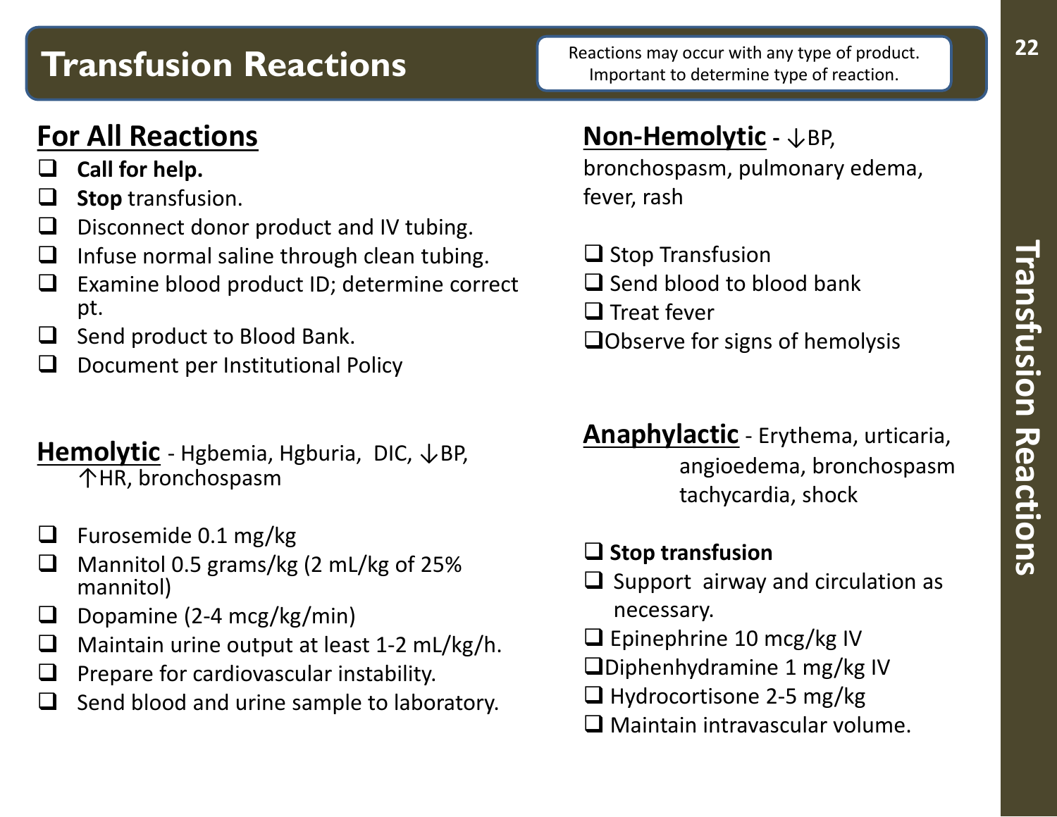# Transfusion Reactions

Reactions may occur with any type of product. Important to determine type of reaction.

## For All Reactions

- ☐ **Call for help.**
- ☐ **Stop** transfusion.
- ☐ Disconnect donor product and IV tubing.
- ☐ Infuse normal saline through clean tubing.
- ☐ Examine blood product ID; determine correct pt.
- ☐ Send product to Blood Bank.
- ☐ Document per Institutional Policy

## Hemolytic - Hgbemia, Hgburia, DIC, ↓BP, ↑HR, bronchospasm

- ☐ Furosemide 0.1 mg/kg
- ☐ Mannitol 0.5 grams/kg (2 mL/kg of 25% mannitol)
- ☐ Dopamine (2-4 mcg/kg/min)
- ☐ Maintain urine output at least 1-2 mL/kg/h.
- ☐ Prepare for cardiovascular instability.
- ☐ Send blood and urine sample to laboratory.

## Non-Hemolytic - ↓BP, bronchospasm, pulmonary edema, fever, rash

- ☐ Stop Transfusion
- ☐ Send blood to blood bank
- ☐ Treat fever
- ☐ Observe for signs of hemolysis

## Anaphylactic - Erythema, urticaria, angioedema, bronchospasm tachycardia, shock

- ☐ **Stop transfusion**
- ☐ Support airway and circulation as necessary.
- ☐ Epinephrine 10 mcg/kg IV
- ☐ Diphenhydramine 1 mg/kg IV
- ☐ Hydrocortisone 2-5 mg/kg
- ☐ Maintain intravascular volume.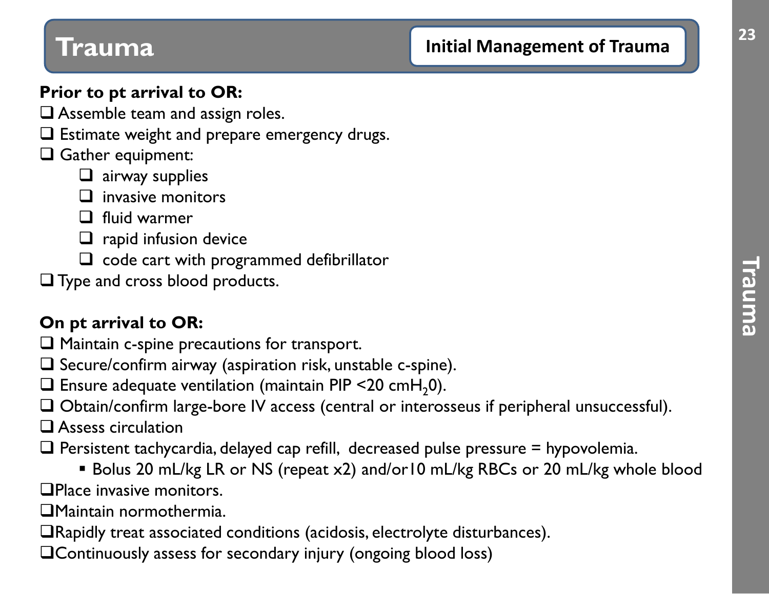# Trauma

## Initial Management of Trauma

**Prior to pt arrival to OR:**

- ❑ Assemble team and assign roles.
- ❑ Estimate weight and prepare emergency drugs.
- ❑ Gather equipment:
  - ❑ airway supplies
  - ❑ invasive monitors
  - ❑ fluid warmer
  - ❑ rapid infusion device
  - ❑ code cart with programmed defibrillator
- ❑ Type and cross blood products.

**On pt arrival to OR:**

- ❑ Maintain c-spine precautions for transport.
- ❑ Secure/confirm airway (aspiration risk, unstable c-spine).
- ❑ Ensure adequate ventilation (maintain PIP <20 $cmH_20$).
- ❑ Obtain/confirm large-bore IV access (central or interosseus if peripheral unsuccessful).
- ❑ Assess circulation
- ❑ Persistent tachycardia, delayed cap refill, decreased pulse pressure = hypovolemia.
  - Bolus 20 mL/kg LR or NS (repeat x2) and/or10 mL/kg RBCs or 20 mL/kg whole blood
- ❑ Place invasive monitors.
- ❑ Maintain normothermia.
- ❑ Rapidly treat associated conditions (acidosis, electrolyte disturbances).
- ❑ Continuously assess for secondary injury (ongoing blood loss)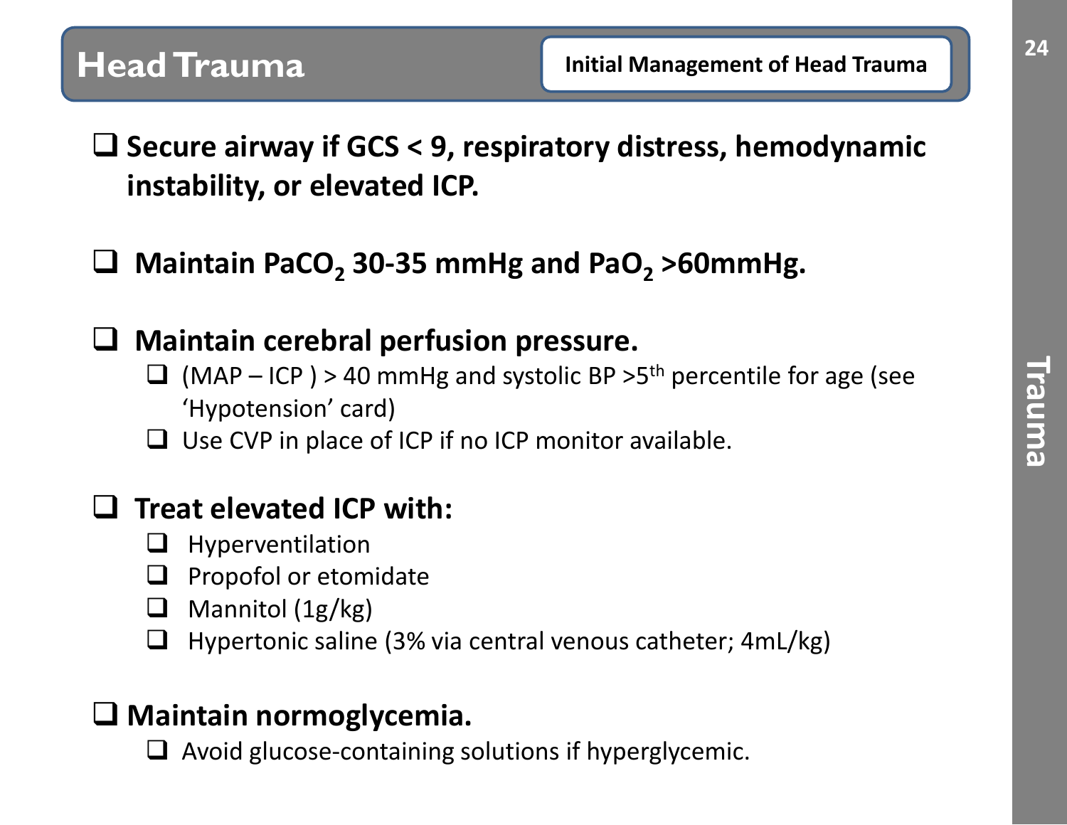# Head Trauma

## Initial Management of Head Trauma

- **Secure airway if GCS < 9, respiratory distress, hemodynamic instability, or elevated ICP.**

- **Maintain $PaCO_2$ 30-35 mmHg and $PaO_2$ >60mmHg.**

- **Maintain cerebral perfusion pressure.**
  - (MAP – ICP ) > 40 mmHg and systolic BP >5th percentile for age (see 'Hypotension' card)
  - Use CVP in place of ICP if no ICP monitor available.

- **Treat elevated ICP with:**
  - Hyperventilation
  - Propofol or etomidate
  - Mannitol (1g/kg)
  - Hypertonic saline (3% via central venous catheter; 4mL/kg)

- **Maintain normoglycemia.**
  - Avoid glucose-containing solutions if hyperglycemic.

Trauma